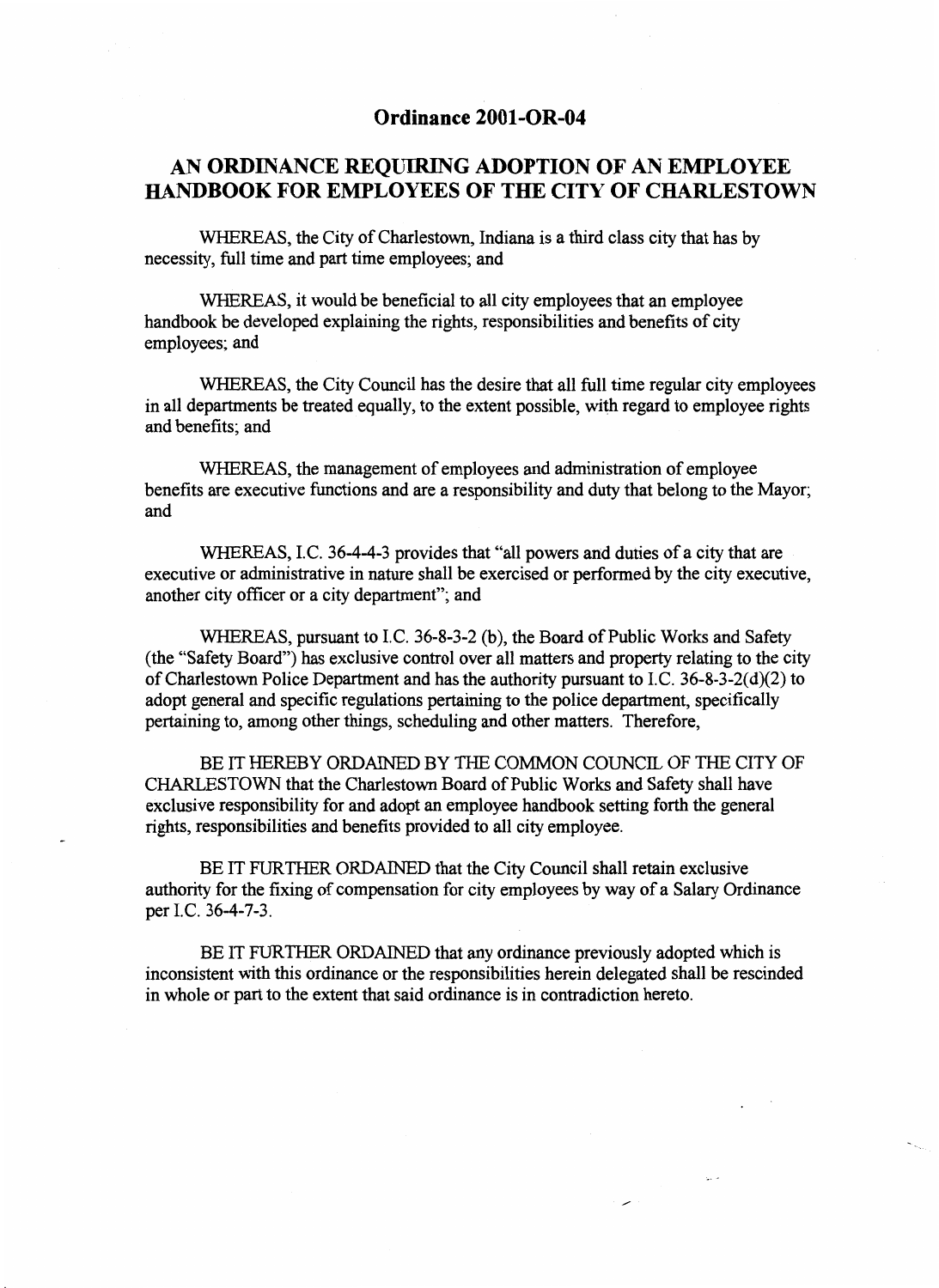# Ordinance 2001-OR-04

## AN ORDINANCE REQUIRING ADOPTION OF AN EMPLOYEE HANDBOOK FOR EMPLOYEES OF THE CITY OF CHARLESTOWN

WHEREAS, the City of Charlestown, Indiana is a third class city that has by necessity, full time and part time employees; and

WHEREAS, it would be beneficial to all city employees that an employee handbook be developed explaining the rights, responsibilities and benefits of city employees; and

WHEREAS, the City Council has the desire that all full time regular city employees in all departments be treated equally, to the extent possible, with regard to employee rights and benefits; and

WHEREAS, the management of employees and administration of employee benefits are executive functions and are a responsibility and duty that belong to the Mayor; and

WHEREAS, I.C. 36-4-4-3 provides that "all powers and duties of a city that are executive or administrative in nature shall be exercised or performed by the city executive, another city officer or a city department"; and

WHEREAS, pursuant to I.C. 36-8-3-2 (b), the Board of Public Works and Safety (the "Safety Board") has exclusive control over all matters and property relating to the city of Charlestown Police Department and has the authority pursuant to I.C. 36-8-3-2(d)(2) to adopt general and specific regulations pertaining to the police department, specifically pertaining to, among other things, scheduling and other matters. Therefore,

BE IT HEREBY ORDAINED BY THE COMMON COUNCIL OF THE CITY OF CHARLESTOWN that the Charlestown Board of Public Works and Safety shall have exclusive responsibility for and adopt an employee handbook setting forth the general rights, responsibilities and benefits provided to all city employee.

BE IT FURTHER ORDAINED that the City Council shall retain exclusive authority for the fixing of compensation for city employees by way of a Salary Ordinance per I.C. 36-4-7-3.

BE IT FURTHER ORDAINED that any ordinance previously adopted which is inconsistent with this ordinance or the responsibilities herein delegated shall be rescinded in whole or part to the extent that said ordinance is in contradiction hereto.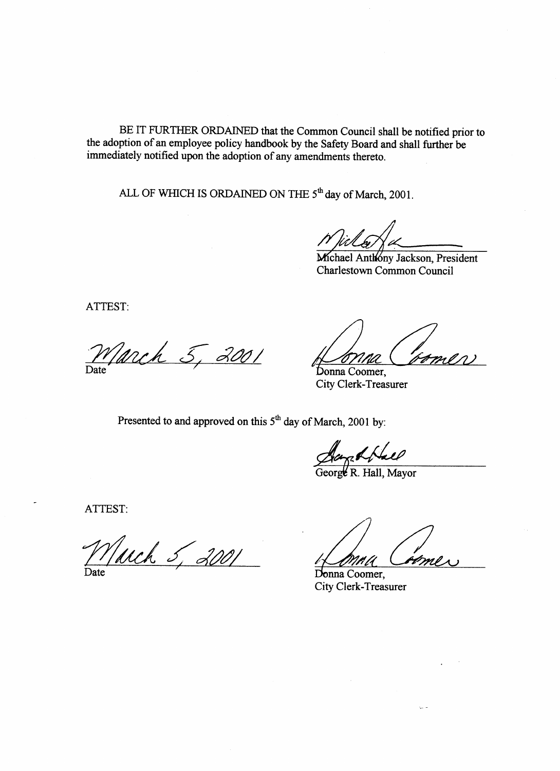BE IT FURTHER ORDAINED that the Common Council shall be notified prior to the adoption of an employee policy handbook by the Safety Board and shall further be immediately notified upon the adoption of any amendments thereto.

ALL OF WHICH IS ORDAINED ON THE 5th day of March, 2001.

Michael Anthony Jackson, President
Charlestown Common Council

ATTEST:

March 5, 2001
Date

Donna Coomer,
City Clerk-Treasurer

Presented to and approved on this 5th day of March, 2001 by:

George R. Hall, Mayor

ATTEST:

March 5, 2001
Date

Donna Coomer,
City Clerk-Treasurer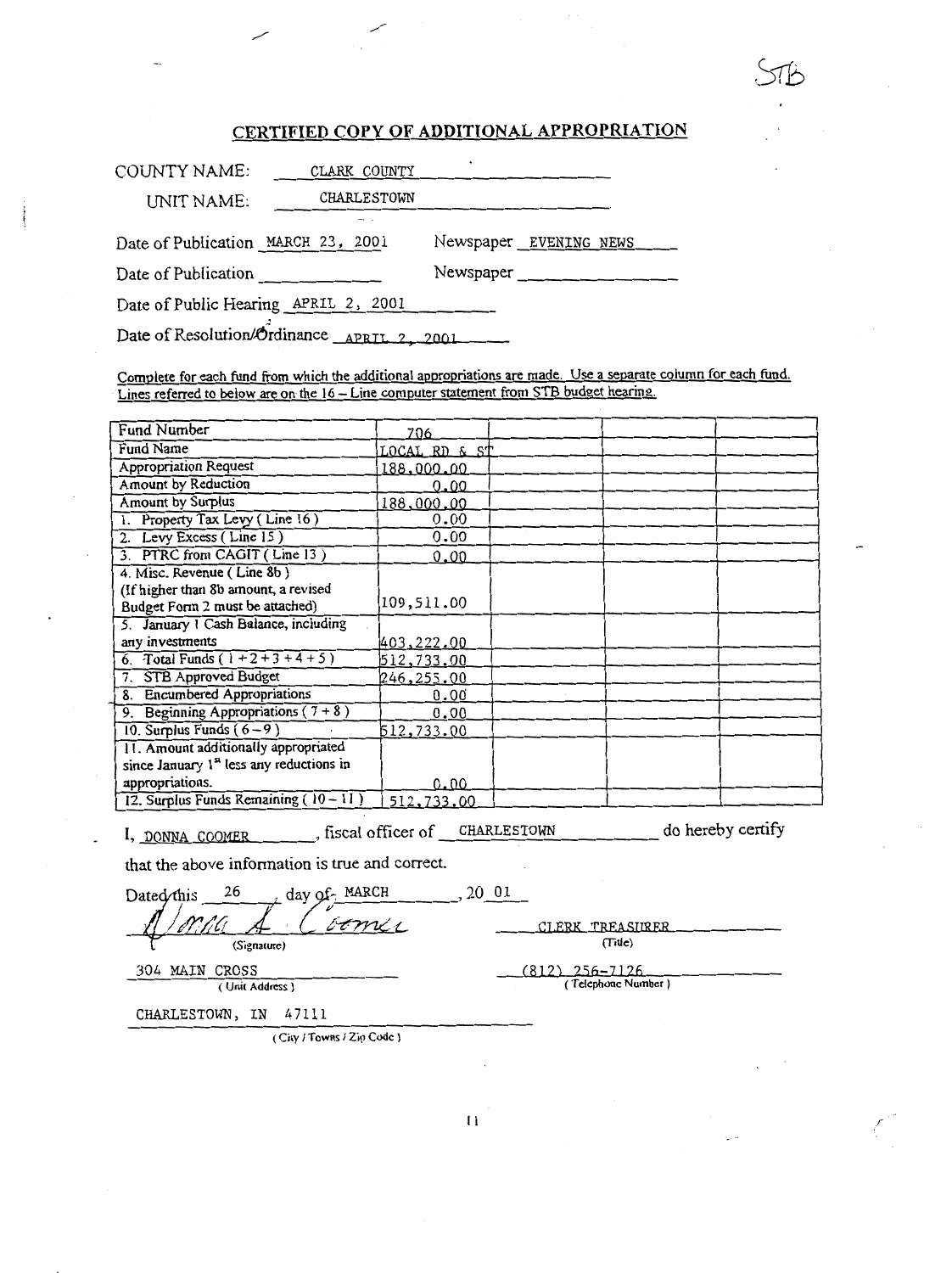STB

# CERTIFIED COPY OF ADDITIONAL APPROPRIATION

COUNTY NAME: CLARK COUNTY

UNIT NAME: CHARLESTOWN

Date of Publication MARCH 23, 2001 Newspaper EVENING NEWS

Date of Publication ____________ Newspaper ____________

Date of Public Hearing APRIL 2, 2001

Date of Resolution/Ordinance APRIL 2, 2001

Complete for each fund from which the additional appropriations are made. Use a separate column for each fund. Lines referred to below are on the 16 – Line computer statement from STB budget hearing.

| Fund Number | 706 | | | |
|---|---|---|---|---|
| Fund Name | LOCAL RD & ST | | | |
| Appropriation Request | 188,000.00 | | | |
| Amount by Reduction | 0.00 | | | |
| Amount by Surplus | 188,000.00 | | | |
| 1. Property Tax Levy ( Line 16 ) | 0.00 | | | |
| 2. Levy Excess ( Line 15 ) | 0.00 | | | |
| 3. PTRC from CAGIT ( Line 13 ) | 0.00 | | | |
| 4. Misc. Revenue ( Line 8b ) (If higher than 8b amount, a revised Budget Form 2 must be attached) | 109,511.00 | | | |
| 5. January 1 Cash Balance, including any investments | 403,222.00 | | | |
| 6. Total Funds ( 1 + 2 + 3 + 4 + 5 ) | 512,733.00 | | | |
| 7. STB Approved Budget | 246,255.00 | | | |
| 8. Encumbered Appropriations | 0.00 | | | |
| 9. Beginning Appropriations ( 7 + 8 ) | 0.00 | | | |
| 10. Surplus Funds ( 6 – 9 ) | 512,733.00 | | | |
| 11. Amount additionally appropriated since January 1st less any reductions in appropriations. | 0.00 | | | |
| 12. Surplus Funds Remaining ( 10 – 11 ) | 512,733.00 | | | |

I, DONNA COOMER, fiscal officer of CHARLESTOWN do hereby certify that the above information is true and correct.

Dated this 26 day of MARCH, 20 01

Donna A. Coomer
(Signature)

CLERK TREASURER
(Title)

304 MAIN CROSS
(Unit Address)

(812) 256-7126
(Telephone Number)

CHARLESTOWN, IN 47111
(City / Towns / Zip Code)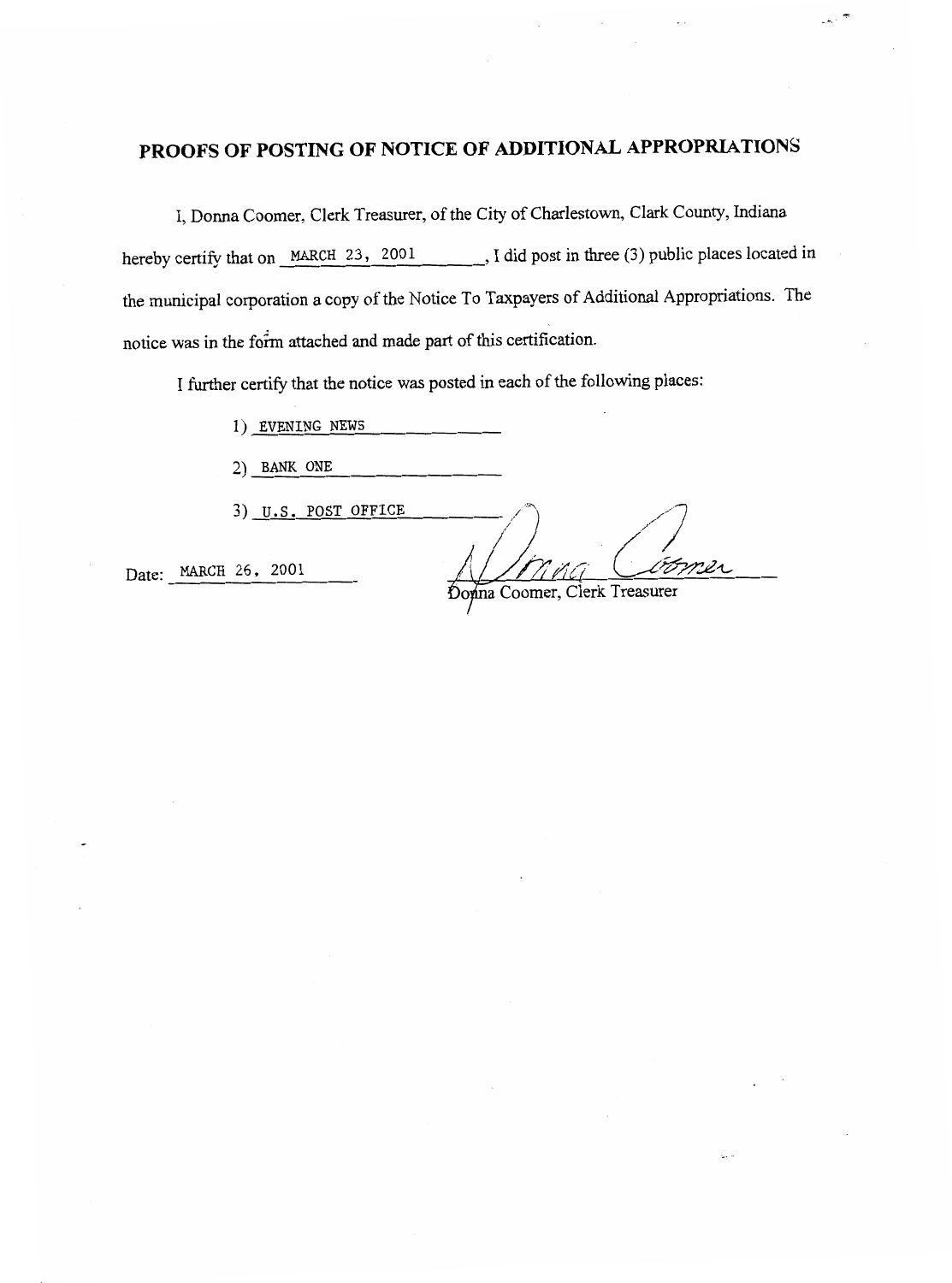# PROOFS OF POSTING OF NOTICE OF ADDITIONAL APPROPRIATIONS

I, Donna Coomer, Clerk Treasurer, of the City of Charlestown, Clark County, Indiana hereby certify that on MARCH 23, 2001, I did post in three (3) public places located in the municipal corporation a copy of the Notice To Taxpayers of Additional Appropriations. The notice was in the form attached and made part of this certification.

I further certify that the notice was posted in each of the following places:

1) EVENING NEWS

2) BANK ONE

3) U.S. POST OFFICE

Date: MARCH 26, 2001

Donna Coomer, Clerk Treasurer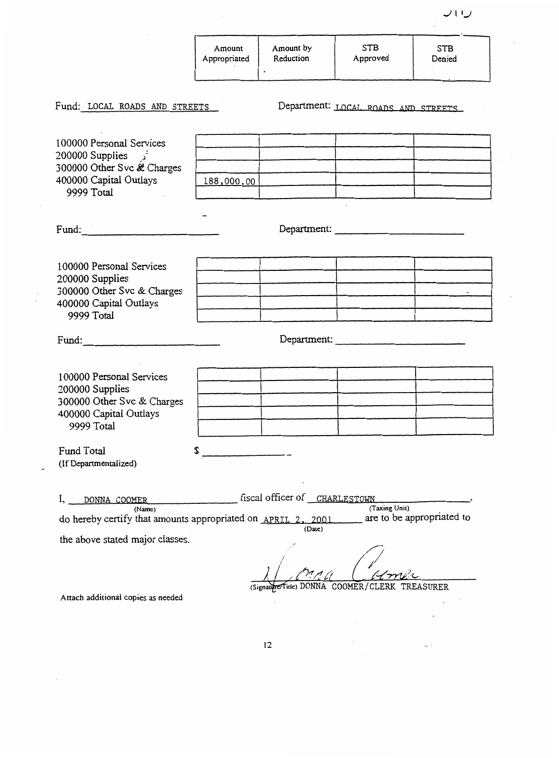| | Amount Appropriated | Amount by Reduction | STB Approved | STB Denied |
|---|---|---|---|---|

Fund: LOCAL ROADS AND STREETS Department: LOCAL ROADS AND STREETS

| | Amount Appropriated | Amount by Reduction | STB Approved | STB Denied |
|---|---|---|---|---|
| 100000 Personal Services | | | | |
| 200000 Supplies | | | | |
| 300000 Other Svc & Charges | | | | |
| 400000 Capital Outlays | 188,000.00 | | | |
| 9999 Total | | | | |

Fund: ______________________ Department: ______________________

| | Amount Appropriated | Amount by Reduction | STB Approved | STB Denied |
|---|---|---|---|---|
| 100000 Personal Services | | | | |
| 200000 Supplies | | | | |
| 300000 Other Svc & Charges | | | | |
| 400000 Capital Outlays | | | | |
| 9999 Total | | | | |

Fund: ______________________ Department: ______________________

| | Amount Appropriated | Amount by Reduction | STB Approved | STB Denied |
|---|---|---|---|---|
| 100000 Personal Services | | | | |
| 200000 Supplies | | | | |
| 300000 Other Svc & Charges | | | | |
| 400000 Capital Outlays | | | | |
| 9999 Total | | | | |

Fund Total $ ______________
(If Departmentalized)

I, DONNA COOMER (Name) fiscal officer of CHARLESTOWN (Taxing Unit), do hereby certify that amounts appropriated on APRIL 2, 2001 (Date) are to be appropriated to the above stated major classes.

(Signature/Title) DONNA COOMER/CLERK TREASURER

Attach additional copies as needed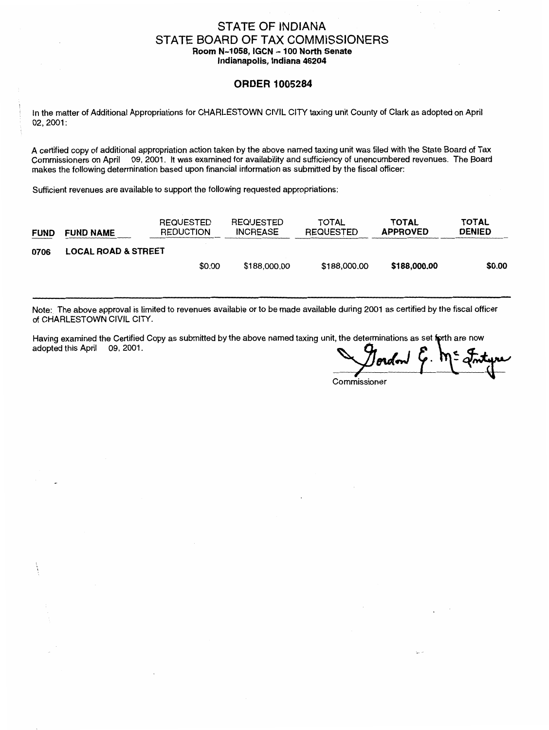# STATE OF INDIANA
## STATE BOARD OF TAX COMMISSIONERS
**Room N-1058, IGCN – 100 North Senate**
**Indianapolis, Indiana 46204**

## ORDER 1005284

In the matter of Additional Appropriations for CHARLESTOWN CIVIL CITY taxing unit County of Clark as adopted on April 02, 2001:

A certified copy of additional appropriation action taken by the above named taxing unit was filed with the State Board of Tax Commissioners on April 09, 2001. It was examined for availability and sufficiency of unencumbered revenues. The Board makes the following determination based upon financial information as submitted by the fiscal officer:

Sufficient revenues are available to support the following requested appropriations:

| FUND | FUND NAME | REQUESTED REDUCTION | REQUESTED INCREASE | TOTAL REQUESTED | TOTAL APPROVED | TOTAL DENIED |
|---|---|---|---|---|---|---|
| 0706 | LOCAL ROAD & STREET | $0.00 | $188,000.00 | $188,000.00 | **$188,000.00** | **$0.00** |

Note: The above approval is limited to revenues available or to be made available during 2001 as certified by the fiscal officer of CHARLESTOWN CIVIL CITY.

Having examined the Certified Copy as submitted by the above named taxing unit, the determinations as set forth are now adopted this April 09, 2001.

Gordon E. McIntyre

Commissioner